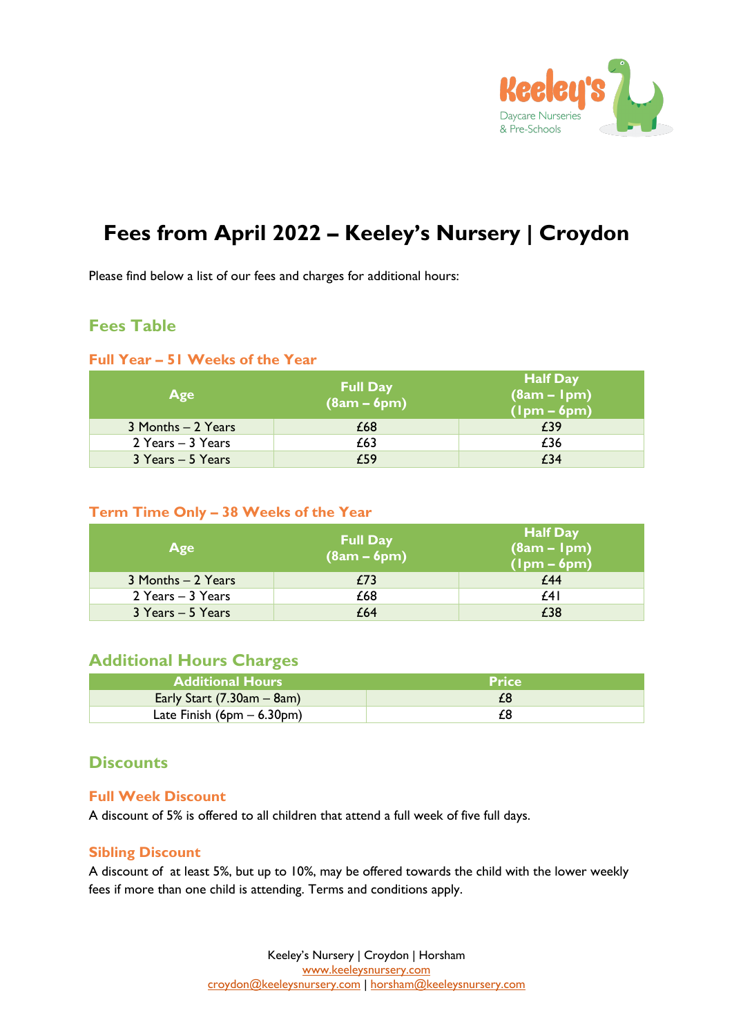# Fees from April 2022 – Keeley's Nursery | Croydon

Please find below a list of our fees and charges for additional hours:

## Fees Table

### Full Year – 51 Weeks of the Year

| Age | Full Day (8am – 6pm) | Half Day (8am – 1pm) (1pm – 6pm) |
|---|---|---|
| 3 Months – 2 Years | £68 | £39 |
| 2 Years – 3 Years | £63 | £36 |
| 3 Years – 5 Years | £59 | £34 |

### Term Time Only – 38 Weeks of the Year

| Age | Full Day (8am – 6pm) | Half Day (8am – 1pm) (1pm – 6pm) |
|---|---|---|
| 3 Months – 2 Years | £73 | £44 |
| 2 Years – 3 Years | £68 | £41 |
| 3 Years – 5 Years | £64 | £38 |

## Additional Hours Charges

| Additional Hours | Price |
|---|---|
| Early Start (7.30am – 8am) | £8 |
| Late Finish (6pm – 6.30pm) | £8 |

## Discounts

### Full Week Discount

A discount of 5% is offered to all children that attend a full week of five full days.

### Sibling Discount

A discount of at least 5%, but up to 10%, may be offered towards the child with the lower weekly fees if more than one child is attending. Terms and conditions apply.

Keeley's Nursery | Croydon | Horsham
www.keeleysnursery.com
croydon@keeleysnursery.com | horsham@keeleysnursery.com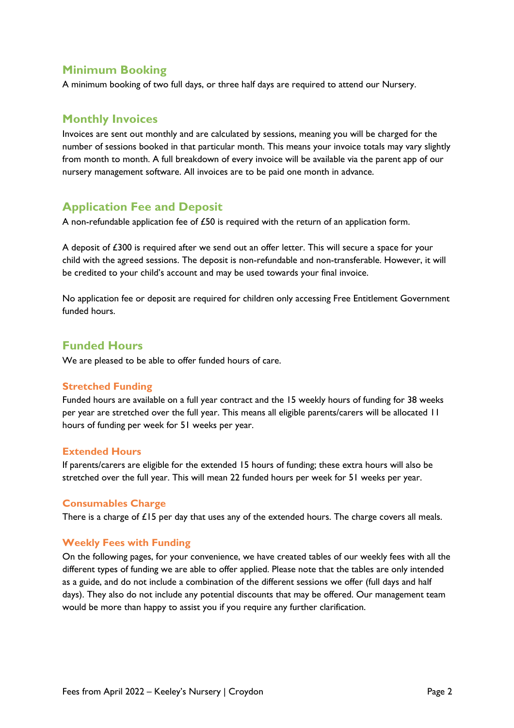## Minimum Booking

A minimum booking of two full days, or three half days are required to attend our Nursery.

## Monthly Invoices

Invoices are sent out monthly and are calculated by sessions, meaning you will be charged for the number of sessions booked in that particular month. This means your invoice totals may vary slightly from month to month. A full breakdown of every invoice will be available via the parent app of our nursery management software. All invoices are to be paid one month in advance.

## Application Fee and Deposit

A non-refundable application fee of £50 is required with the return of an application form.

A deposit of £300 is required after we send out an offer letter. This will secure a space for your child with the agreed sessions. The deposit is non-refundable and non-transferable. However, it will be credited to your child's account and may be used towards your final invoice.

No application fee or deposit are required for children only accessing Free Entitlement Government funded hours.

## Funded Hours

We are pleased to be able to offer funded hours of care.

### Stretched Funding

Funded hours are available on a full year contract and the 15 weekly hours of funding for 38 weeks per year are stretched over the full year. This means all eligible parents/carers will be allocated 11 hours of funding per week for 51 weeks per year.

### Extended Hours

If parents/carers are eligible for the extended 15 hours of funding; these extra hours will also be stretched over the full year. This will mean 22 funded hours per week for 51 weeks per year.

### Consumables Charge

There is a charge of £15 per day that uses any of the extended hours. The charge covers all meals.

### Weekly Fees with Funding

On the following pages, for your convenience, we have created tables of our weekly fees with all the different types of funding we are able to offer applied. Please note that the tables are only intended as a guide, and do not include a combination of the different sessions we offer (full days and half days). They also do not include any potential discounts that may be offered. Our management team would be more than happy to assist you if you require any further clarification.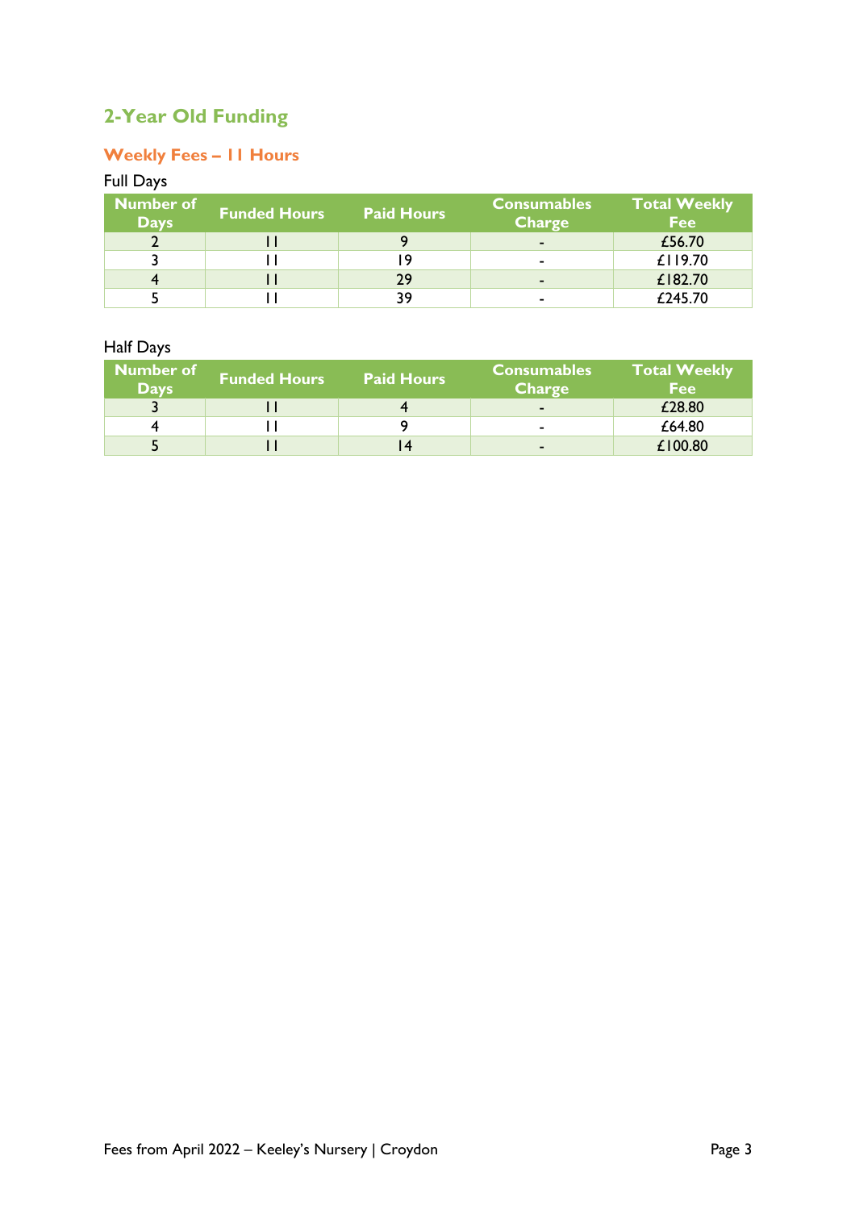# 2-Year Old Funding

## Weekly Fees – 11 Hours

Full Days

| Number of Days | Funded Hours | Paid Hours | Consumables Charge | Total Weekly Fee |
|---|---|---|---|---|
| 2 | 11 | 9 | - | £56.70 |
| 3 | 11 | 19 | - | £119.70 |
| 4 | 11 | 29 | - | £182.70 |
| 5 | 11 | 39 | - | £245.70 |

Half Days

| Number of Days | Funded Hours | Paid Hours | Consumables Charge | Total Weekly Fee |
|---|---|---|---|---|
| 3 | 11 | 4 | - | £28.80 |
| 4 | 11 | 9 | - | £64.80 |
| 5 | 11 | 14 | - | £100.80 |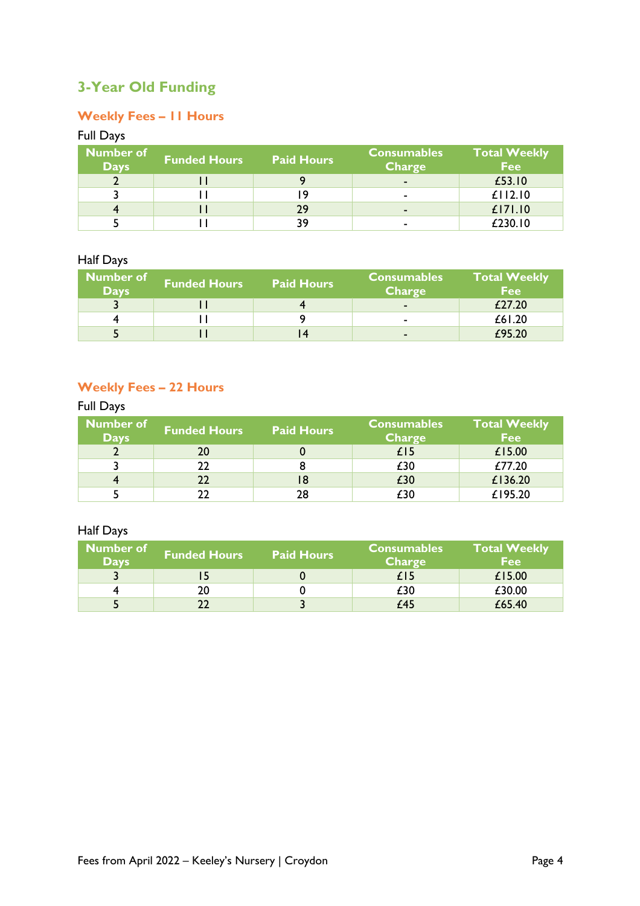## 3-Year Old Funding

### Weekly Fees – 11 Hours

Full Days

| Number of Days | Funded Hours | Paid Hours | Consumables Charge | Total Weekly Fee |
|---|---|---|---|---|
| 2 | 11 | 9 | - | £53.10 |
| 3 | 11 | 19 | - | £112.10 |
| 4 | 11 | 29 | - | £171.10 |
| 5 | 11 | 39 | - | £230.10 |

Half Days

| Number of Days | Funded Hours | Paid Hours | Consumables Charge | Total Weekly Fee |
|---|---|---|---|---|
| 3 | 11 | 4 | - | £27.20 |
| 4 | 11 | 9 | - | £61.20 |
| 5 | 11 | 14 | - | £95.20 |

### Weekly Fees – 22 Hours

Full Days

| Number of Days | Funded Hours | Paid Hours | Consumables Charge | Total Weekly Fee |
|---|---|---|---|---|
| 2 | 20 | 0 | £15 | £15.00 |
| 3 | 22 | 8 | £30 | £77.20 |
| 4 | 22 | 18 | £30 | £136.20 |
| 5 | 22 | 28 | £30 | £195.20 |

Half Days

| Number of Days | Funded Hours | Paid Hours | Consumables Charge | Total Weekly Fee |
|---|---|---|---|---|
| 3 | 15 | 0 | £15 | £15.00 |
| 4 | 20 | 0 | £30 | £30.00 |
| 5 | 22 | 3 | £45 | £65.40 |